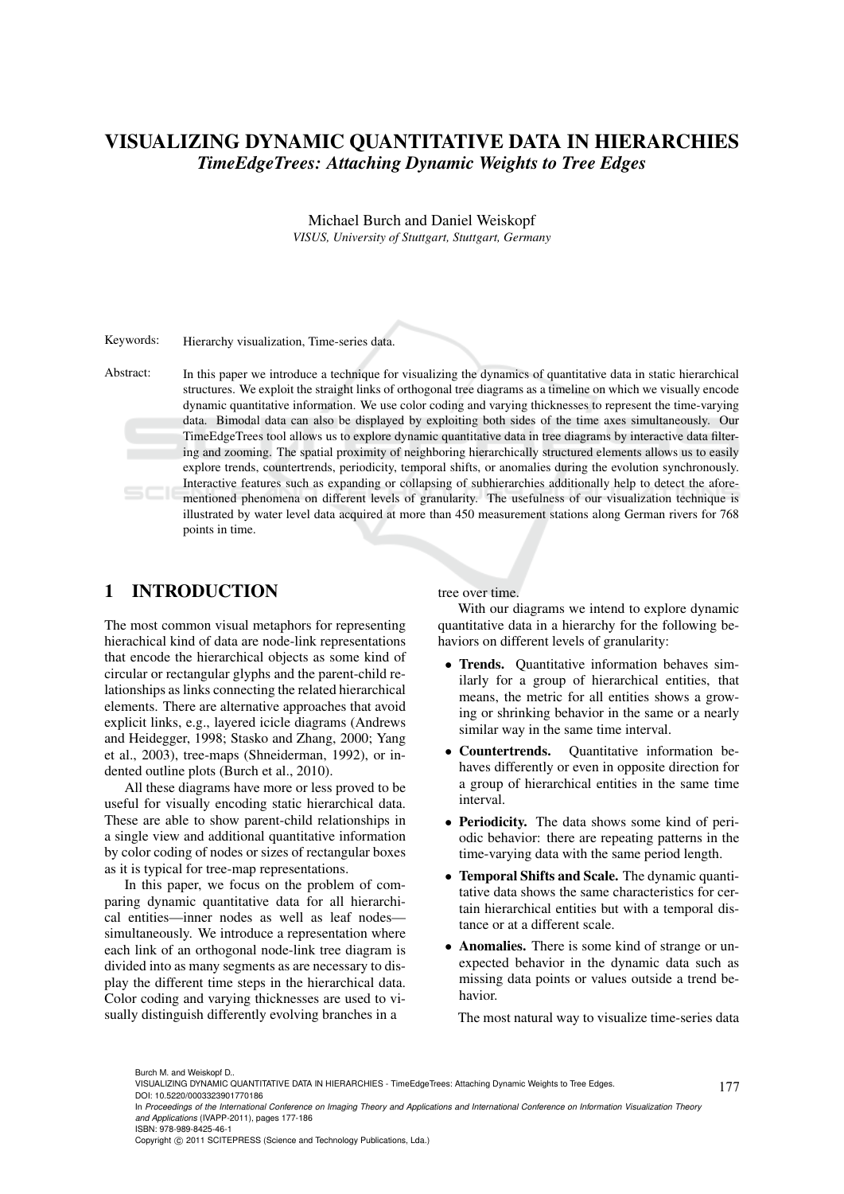# VISUALIZING DYNAMIC QUANTITATIVE DATA IN HIERARCHIES

## *TimeEdgeTrees: Attaching Dynamic Weights to Tree Edges*

Michael Burch and Daniel Weiskopf

*VISUS, University of Stuttgart, Stuttgart, Germany*

Keywords: Hierarchy visualization, Time-series data.

Abstract: In this paper we introduce a technique for visualizing the dynamics of quantitative data in static hierarchical structures. We exploit the straight links of orthogonal tree diagrams as a timeline on which we visually encode dynamic quantitative information. We use color coding and varying thicknesses to represent the time-varying data. Bimodal data can also be displayed by exploiting both sides of the time axes simultaneously. Our TimeEdgeTrees tool allows us to explore dynamic quantitative data in tree diagrams by interactive data filtering and zooming. The spatial proximity of neighboring hierarchically structured elements allows us to easily explore trends, countertrends, periodicity, temporal shifts, or anomalies during the evolution synchronously. Interactive features such as expanding or collapsing of subhierarchies additionally help to detect the aforementioned phenomena on different levels of granularity. The usefulness of our visualization technique is illustrated by water level data acquired at more than 450 measurement stations along German rivers for 768 points in time.

## 1 INTRODUCTION

The most common visual metaphors for representing hierachical kind of data are node-link representations that encode the hierarchical objects as some kind of circular or rectangular glyphs and the parent-child relationships as links connecting the related hierarchical elements. There are alternative approaches that avoid explicit links, e.g., layered icicle diagrams (Andrews and Heidegger, 1998; Stasko and Zhang, 2000; Yang et al., 2003), tree-maps (Shneiderman, 1992), or indented outline plots (Burch et al., 2010).

All these diagrams have more or less proved to be useful for visually encoding static hierarchical data. These are able to show parent-child relationships in a single view and additional quantitative information by color coding of nodes or sizes of rectangular boxes as it is typical for tree-map representations.

In this paper, we focus on the problem of comparing dynamic quantitative data for all hierarchical entities—inner nodes as well as leaf nodes—simultaneously. We introduce a representation where each link of an orthogonal node-link tree diagram is divided into as many segments as are necessary to display the different time steps in the hierarchical data. Color coding and varying thicknesses are used to visually distinguish differently evolving branches in a tree over time.

With our diagrams we intend to explore dynamic quantitative data in a hierarchy for the following behaviors on different levels of granularity:

- **Trends.** Quantitative information behaves similarly for a group of hierarchical entities, that means, the metric for all entities shows a growing or shrinking behavior in the same or a nearly similar way in the same time interval.
- **Countertrends.** Quantitative information behaves differently or even in opposite direction for a group of hierarchical entities in the same time interval.
- **Periodicity.** The data shows some kind of periodic behavior: there are repeating patterns in the time-varying data with the same period length.
- **Temporal Shifts and Scale.** The dynamic quantitative data shows the same characteristics for certain hierarchical entities but with a temporal distance or at a different scale.
- **Anomalies.** There is some kind of strange or unexpected behavior in the dynamic data such as missing data points or values outside a trend behavior.

The most natural way to visualize time-series data

Burch M. and Weiskopf D..
VISUALIZING DYNAMIC QUANTITATIVE DATA IN HIERARCHIES - TimeEdgeTrees: Attaching Dynamic Weights to Tree Edges.
DOI: 10.5220/0003323901770186
In *Proceedings of the International Conference on Imaging Theory and Applications and International Conference on Information Visualization Theory and Applications* (IVAPP-2011), pages 177-186
ISBN: 978-989-8425-46-1
Copyright © 2011 SCITEPRESS (Science and Technology Publications, Lda.)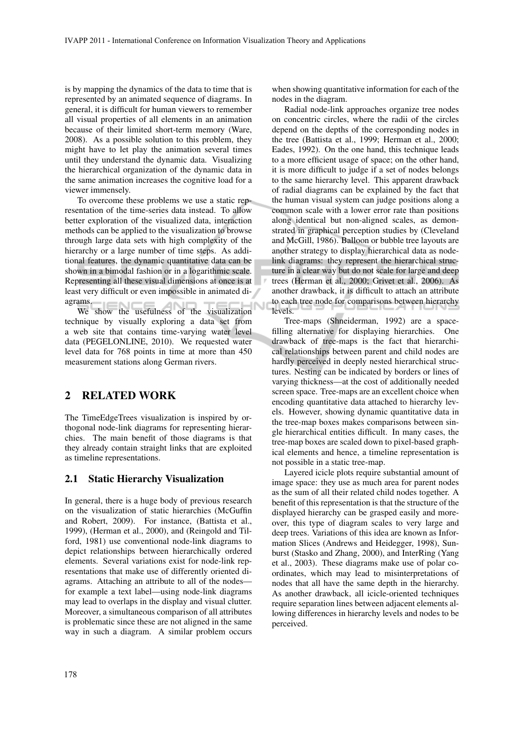is by mapping the dynamics of the data to time that is represented by an animated sequence of diagrams. In general, it is difficult for human viewers to remember all visual properties of all elements in an animation because of their limited short-term memory (Ware, 2008). As a possible solution to this problem, they might have to let play the animation several times until they understand the dynamic data. Visualizing the hierarchical organization of the dynamic data in the same animation increases the cognitive load for a viewer immensely.

To overcome these problems we use a static representation of the time-series data instead. To allow better exploration of the visualized data, interaction methods can be applied to the visualization to browse through large data sets with high complexity of the hierarchy or a large number of time steps. As additional features, the dynamic quantitative data can be shown in a bimodal fashion or in a logarithmic scale. Representing all these visual dimensions at once is at least very difficult or even impossible in animated diagrams.

We show the usefulness of the visualization technique by visually exploring a data set from a web site that contains time-varying water level data (PEGELONLINE, 2010). We requested water level data for 768 points in time at more than 450 measurement stations along German rivers.

## 2 RELATED WORK

The TimeEdgeTrees visualization is inspired by orthogonal node-link diagrams for representing hierarchies. The main benefit of those diagrams is that they already contain straight links that are exploited as timeline representations.

### 2.1 Static Hierarchy Visualization

In general, there is a huge body of previous research on the visualization of static hierarchies (McGuffin and Robert, 2009). For instance, (Battista et al., 1999), (Herman et al., 2000), and (Reingold and Tilford, 1981) use conventional node-link diagrams to depict relationships between hierarchically ordered elements. Several variations exist for node-link representations that make use of differently oriented diagrams. Attaching an attribute to all of the nodes—for example a text label—using node-link diagrams may lead to overlaps in the display and visual clutter. Moreover, a simultaneous comparison of all attributes is problematic since these are not aligned in the same way in such a diagram. A similar problem occurs when showing quantitative information for each of the nodes in the diagram.

Radial node-link approaches organize tree nodes on concentric circles, where the radii of the circles depend on the depths of the corresponding nodes in the tree (Battista et al., 1999; Herman et al., 2000; Eades, 1992). On the one hand, this technique leads to a more efficient usage of space; on the other hand, it is more difficult to judge if a set of nodes belongs to the same hierarchy level. This apparent drawback of radial diagrams can be explained by the fact that the human visual system can judge positions along a common scale with a lower error rate than positions along identical but non-aligned scales, as demonstrated in graphical perception studies by (Cleveland and McGill, 1986). Balloon or bubble tree layouts are another strategy to display hierarchical data as node-link diagrams: they represent the hierarchical structure in a clear way but do not scale for large and deep trees (Herman et al., 2000; Grivet et al., 2006). As another drawback, it is difficult to attach an attribute to each tree node for comparisons between hierarchy levels.

Tree-maps (Shneiderman, 1992) are a space-filling alternative for displaying hierarchies. One drawback of tree-maps is the fact that hierarchical relationships between parent and child nodes are hardly perceived in deeply nested hierarchical structures. Nesting can be indicated by borders or lines of varying thickness—at the cost of additionally needed screen space. Tree-maps are an excellent choice when encoding quantitative data attached to hierarchy levels. However, showing dynamic quantitative data in the tree-map boxes makes comparisons between single hierarchical entities difficult. In many cases, the tree-map boxes are scaled down to pixel-based graphical elements and hence, a timeline representation is not possible in a static tree-map.

Layered icicle plots require substantial amount of image space: they use as much area for parent nodes as the sum of all their related child nodes together. A benefit of this representation is that the structure of the displayed hierarchy can be grasped easily and moreover, this type of diagram scales to very large and deep trees. Variations of this idea are known as Information Slices (Andrews and Heidegger, 1998), Sunburst (Stasko and Zhang, 2000), and InterRing (Yang et al., 2003). These diagrams make use of polar coordinates, which may lead to misinterpretations of nodes that all have the same depth in the hierarchy. As another drawback, all icicle-oriented techniques require separation lines between adjacent elements allowing differences in hierarchy levels and nodes to be perceived.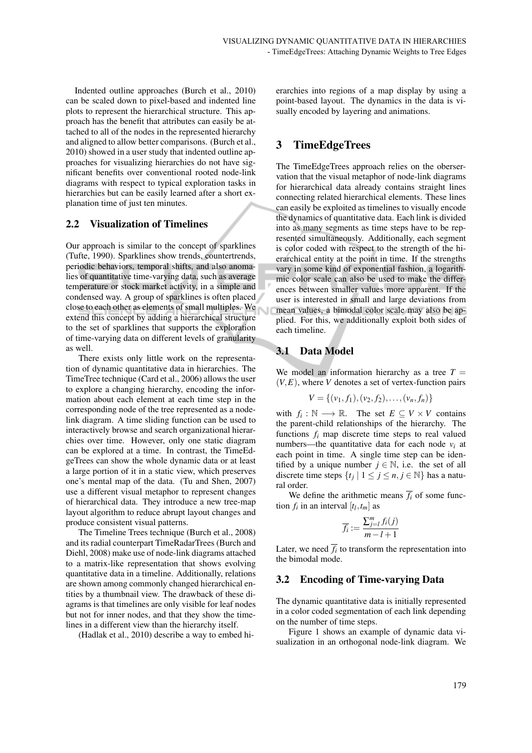Indented outline approaches (Burch et al., 2010) can be scaled down to pixel-based and indented line plots to represent the hierarchical structure. This approach has the benefit that attributes can easily be attached to all of the nodes in the represented hierarchy and aligned to allow better comparisons. (Burch et al., 2010) showed in a user study that indented outline approaches for visualizing hierarchies do not have significant benefits over conventional rooted node-link diagrams with respect to typical exploration tasks in hierarchies but can be easily learned after a short explanation time of just ten minutes.

## 2.2 Visualization of Timelines

Our approach is similar to the concept of sparklines (Tufte, 1990). Sparklines show trends, countertrends, periodic behaviors, temporal shifts, and also anomalies of quantitative time-varying data, such as average temperature or stock market activity, in a simple and condensed way. A group of sparklines is often placed close to each other as elements of small multiples. We extend this concept by adding a hierarchical structure to the set of sparklines that supports the exploration of time-varying data on different levels of granularity as well.

There exists only little work on the representation of dynamic quantitative data in hierarchies. The TimeTree technique (Card et al., 2006) allows the user to explore a changing hierarchy, encoding the information about each element at each time step in the corresponding node of the tree represented as a node-link diagram. A time sliding function can be used to interactively browse and search organizational hierarchies over time. However, only one static diagram can be explored at a time. In contrast, the TimeEdgeTrees can show the whole dynamic data or at least a large portion of it in a static view, which preserves one's mental map of the data. (Tu and Shen, 2007) use a different visual metaphor to represent changes of hierarchical data. They introduce a new tree-map layout algorithm to reduce abrupt layout changes and produce consistent visual patterns.

The Timeline Trees technique (Burch et al., 2008) and its radial counterpart TimeRadarTrees (Burch and Diehl, 2008) make use of node-link diagrams attached to a matrix-like representation that shows evolving quantitative data in a timeline. Additionally, relations are shown among commonly changed hierarchical entities by a thumbnail view. The drawback of these diagrams is that timelines are only visible for leaf nodes but not for inner nodes, and that they show the timelines in a different view than the hierarchy itself.

(Hadlak et al., 2010) describe a way to embed hierarchies into regions of a map display by using a point-based layout. The dynamics in the data is visually encoded by layering and animations.

# 3 TimeEdgeTrees

The TimeEdgeTrees approach relies on the oberservation that the visual metaphor of node-link diagrams for hierarchical data already contains straight lines connecting related hierarchical elements. These lines can easily be exploited as timelines to visually encode the dynamics of quantitative data. Each link is divided into as many segments as time steps have to be represented simultaneously. Additionally, each segment is color coded with respect to the strength of the hierarchical entity at the point in time. If the strengths vary in some kind of exponential fashion, a logarithmic color scale can also be used to make the differences between smaller values more apparent. If the user is interested in small and large deviations from mean values, a bimodal color scale may also be applied. For this, we additionally exploit both sides of each timeline.

## 3.1 Data Model

We model an information hierarchy as a tree $T = (V,E)$, where $V$ denotes a set of vertex-function pairs

$$V = \{(v_1, f_1), (v_2, f_2), \ldots, (v_n, f_n)\}$$

with $f_i : \mathbb{N} \longrightarrow \mathbb{R}$. The set $E \subseteq V \times V$ contains the parent-child relationships of the hierarchy. The functions $f_i$ map discrete time steps to real valued numbers—the quantitative data for each node $v_i$ at each point in time. A single time step can be identified by a unique number $j \in \mathbb{N}$, i.e. the set of all discrete time steps $\{t_j \mid 1 \leq j \leq n, j \in \mathbb{N}\}$ has a natural order.

We define the arithmetic means $\overline{f_i}$ of some function $f_i$ in an interval $[t_l, t_m]$ as

$$\overline{f_i} := \frac{\sum_{j=l}^{m} f_i(j)}{m - l + 1}$$

Later, we need $\overline{f_i}$ to transform the representation into the bimodal mode.

## 3.2 Encoding of Time-varying Data

The dynamic quantitative data is initially represented in a color coded segmentation of each link depending on the number of time steps.

Figure 1 shows an example of dynamic data visualization in an orthogonal node-link diagram. We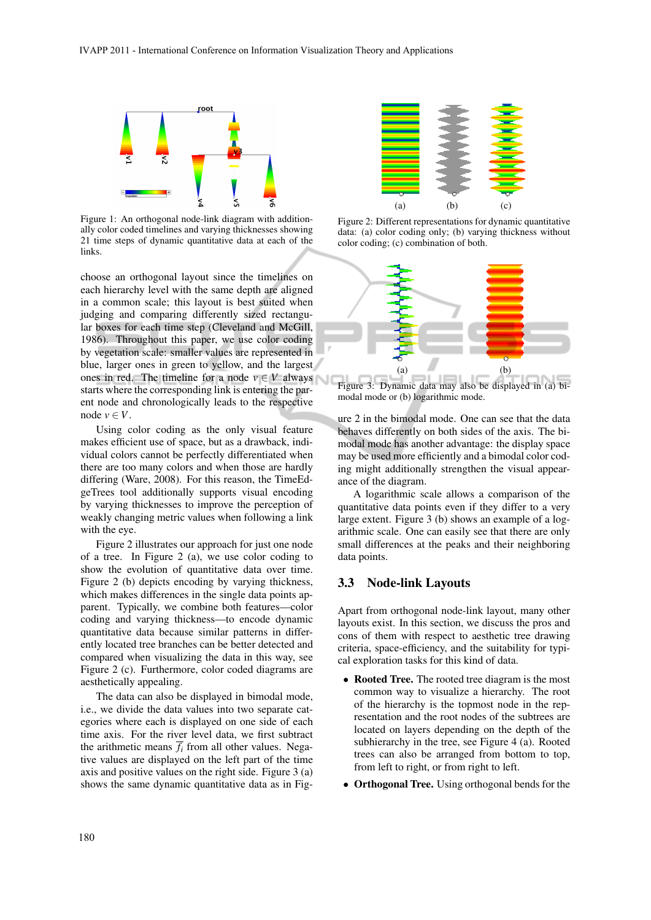Figure 1: An orthogonal node-link diagram with additionally color coded timelines and varying thicknesses showing 21 time steps of dynamic quantitative data at each of the links.

choose an orthogonal layout since the timelines on each hierarchy level with the same depth are aligned in a common scale; this layout is best suited when judging and comparing differently sized rectangular boxes for each time step (Cleveland and McGill, 1986). Throughout this paper, we use color coding by vegetation scale: smaller values are represented in blue, larger ones in green to yellow, and the largest ones in red. The timeline for a node $v \in V$ always starts where the corresponding link is entering the parent node and chronologically leads to the respective node $v \in V$.

Using color coding as the only visual feature makes efficient use of space, but as a drawback, individual colors cannot be perfectly differentiated when there are too many colors and when these are hardly differing (Ware, 2008). For this reason, the TimeEdgeTrees tool additionally supports visual encoding by varying thicknesses to improve the perception of weakly changing metric values when following a link with the eye.

Figure 2 illustrates our approach for just one node of a tree. In Figure 2 (a), we use color coding to show the evolution of quantitative data over time. Figure 2 (b) depicts encoding by varying thickness, which makes differences in the single data points apparent. Typically, we combine both features—color coding and varying thickness—to encode dynamic quantitative data because similar patterns in differently located tree branches can be better detected and compared when visualizing the data in this way, see Figure 2 (c). Furthermore, color coded diagrams are aesthetically appealing.

The data can also be displayed in bimodal mode, i.e., we divide the data values into two separate categories where each is displayed on one side of each time axis. For the river level data, we first subtract the arithmetic means $\overline{f_i}$ from all other values. Negative values are displayed on the left part of the time axis and positive values on the right side. Figure 3 (a) shows the same dynamic quantitative data as in Figure 2 in the bimodal mode. One can see that the data behaves differently on both sides of the axis. The bimodal mode has another advantage: the display space may be used more efficiently and a bimodal color coding might additionally strengthen the visual appearance of the diagram.

Figure 2: Different representations for dynamic quantitative data: (a) color coding only; (b) varying thickness without color coding; (c) combination of both.

Figure 3: Dynamic data may also be displayed in (a) bimodal mode or (b) logarithmic mode.

A logarithmic scale allows a comparison of the quantitative data points even if they differ to a very large extent. Figure 3 (b) shows an example of a logarithmic scale. One can easily see that there are only small differences at the peaks and their neighboring data points.

### 3.3 Node-link Layouts

Apart from orthogonal node-link layout, many other layouts exist. In this section, we discuss the pros and cons of them with respect to aesthetic tree drawing criteria, space-efficiency, and the suitability for typical exploration tasks for this kind of data.

- **Rooted Tree.** The rooted tree diagram is the most common way to visualize a hierarchy. The root of the hierarchy is the topmost node in the representation and the root nodes of the subtrees are located on layers depending on the depth of the subhierarchy in the tree, see Figure 4 (a). Rooted trees can also be arranged from bottom to top, from left to right, or from right to left.
- **Orthogonal Tree.** Using orthogonal bends for the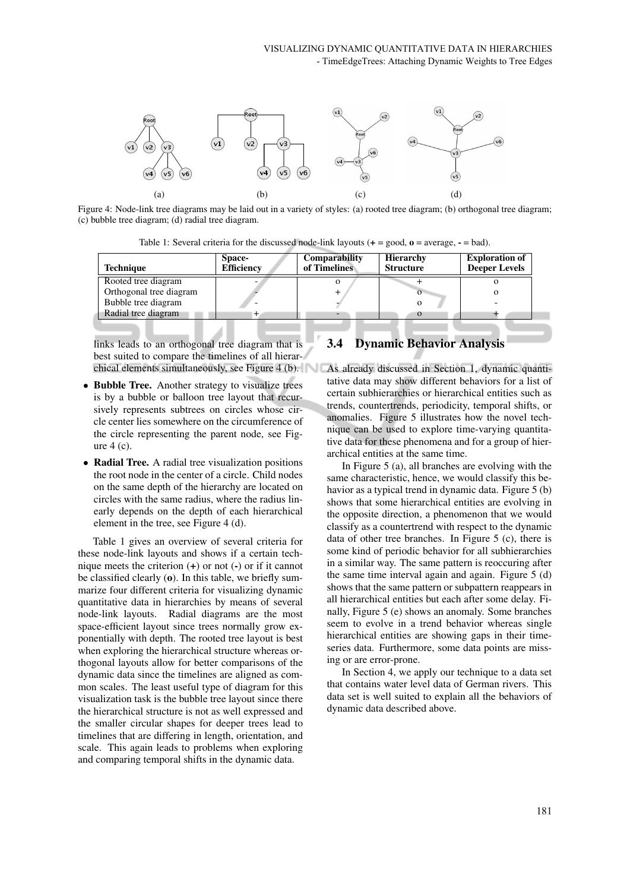Figure 4: Node-link tree diagrams may be laid out in a variety of styles: (a) rooted tree diagram; (b) orthogonal tree diagram; (c) bubble tree diagram; (d) radial tree diagram.

Table 1: Several criteria for the discussed node-link layouts (**+** = good, **o** = average, **-** = bad).

| **Technique** | **Space-Efficiency** | **Comparability of Timelines** | **Hierarchy Structure** | **Exploration of Deeper Levels** |
|---|---|---|---|---|
| Rooted tree diagram | - | o | + | o |
| Orthogonal tree diagram | - | + | o | o |
| Bubble tree diagram | - | - | o | - |
| Radial tree diagram | + | - | o | + |

links leads to an orthogonal tree diagram that is best suited to compare the timelines of all hierarchical elements simultaneously, see Figure 4 (b).

- **Bubble Tree.** Another strategy to visualize trees is by a bubble or balloon tree layout that recursively represents subtrees on circles whose circle center lies somewhere on the circumference of the circle representing the parent node, see Figure 4 (c).
- **Radial Tree.** A radial tree visualization positions the root node in the center of a circle. Child nodes on the same depth of the hierarchy are located on circles with the same radius, where the radius linearly depends on the depth of each hierarchical element in the tree, see Figure 4 (d).

Table 1 gives an overview of several criteria for these node-link layouts and shows if a certain technique meets the criterion (**+**) or not (**-**) or if it cannot be classified clearly (**o**). In this table, we briefly summarize four different criteria for visualizing dynamic quantitative data in hierarchies by means of several node-link layouts. Radial diagrams are the most space-efficient layout since trees normally grow exponentially with depth. The rooted tree layout is best when exploring the hierarchical structure whereas orthogonal layouts allow for better comparisons of the dynamic data since the timelines are aligned as common scales. The least useful type of diagram for this visualization task is the bubble tree layout since there the hierarchical structure is not as well expressed and the smaller circular shapes for deeper trees lead to timelines that are differing in length, orientation, and scale. This again leads to problems when exploring and comparing temporal shifts in the dynamic data.

### 3.4 Dynamic Behavior Analysis

As already discussed in Section 1, dynamic quantitative data may show different behaviors for a list of certain subhierarchies or hierarchical entities such as trends, countertrends, periodicity, temporal shifts, or anomalies. Figure 5 illustrates how the novel technique can be used to explore time-varying quantitative data for these phenomena and for a group of hierarchical entities at the same time.

In Figure 5 (a), all branches are evolving with the same characteristic, hence, we would classify this behavior as a typical trend in dynamic data. Figure 5 (b) shows that some hierarchical entities are evolving in the opposite direction, a phenomenon that we would classify as a countertrend with respect to the dynamic data of other tree branches. In Figure 5 (c), there is some kind of periodic behavior for all subhierarchies in a similar way. The same pattern is reoccuring after the same time interval again and again. Figure 5 (d) shows that the same pattern or subpattern reappears in all hierarchical entities but each after some delay. Finally, Figure 5 (e) shows an anomaly. Some branches seem to evolve in a trend behavior whereas single hierarchical entities are showing gaps in their time-series data. Furthermore, some data points are missing or are error-prone.

In Section 4, we apply our technique to a data set that contains water level data of German rivers. This data set is well suited to explain all the behaviors of dynamic data described above.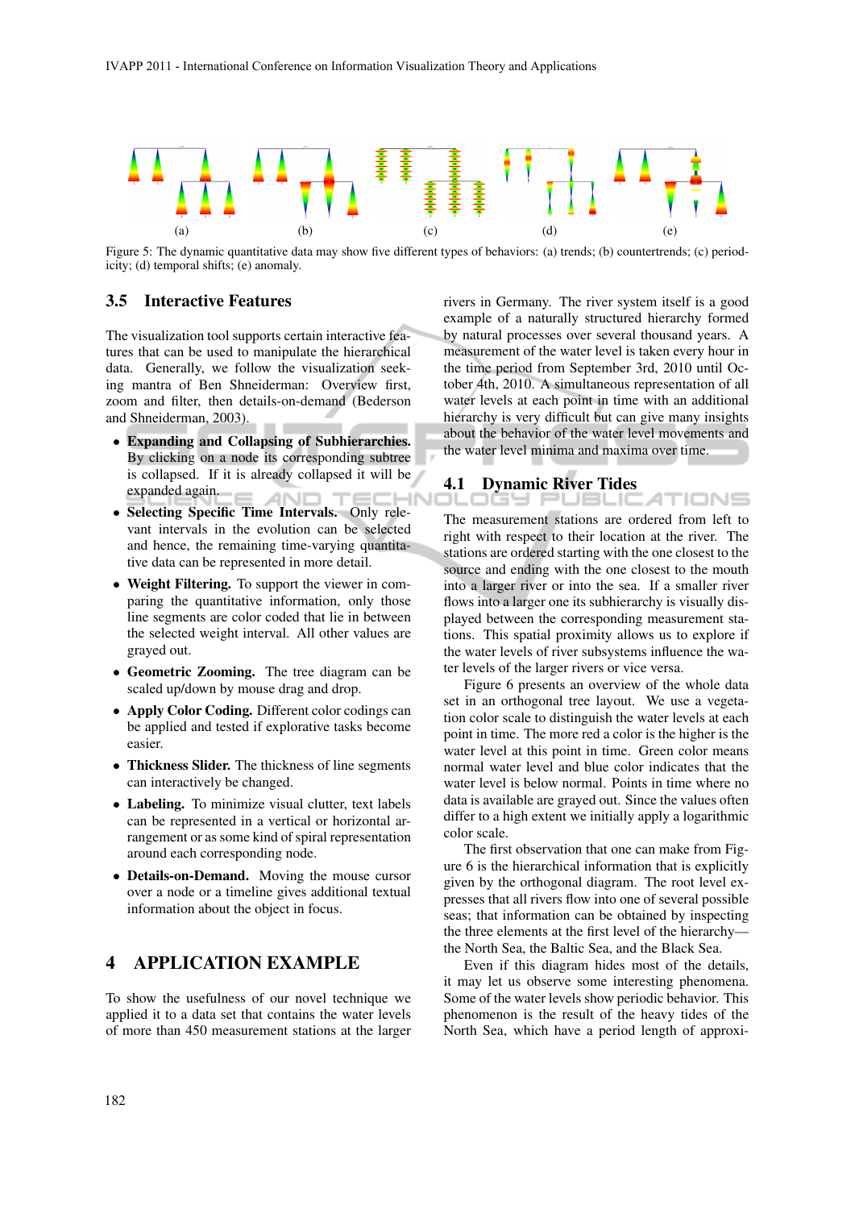Figure 5: The dynamic quantitative data may show five different types of behaviors: (a) trends; (b) countertrends; (c) periodicity; (d) temporal shifts; (e) anomaly.

### 3.5 Interactive Features

The visualization tool supports certain interactive features that can be used to manipulate the hierarchical data. Generally, we follow the visualization seeking mantra of Ben Shneiderman: Overview first, zoom and filter, then details-on-demand (Bederson and Shneiderman, 2003).

- **Expanding and Collapsing of Subhierarchies.** By clicking on a node its corresponding subtree is collapsed. If it is already collapsed it will be expanded again.
- **Selecting Specific Time Intervals.** Only relevant intervals in the evolution can be selected and hence, the remaining time-varying quantitative data can be represented in more detail.
- **Weight Filtering.** To support the viewer in comparing the quantitative information, only those line segments are color coded that lie in between the selected weight interval. All other values are grayed out.
- **Geometric Zooming.** The tree diagram can be scaled up/down by mouse drag and drop.
- **Apply Color Coding.** Different color codings can be applied and tested if explorative tasks become easier.
- **Thickness Slider.** The thickness of line segments can interactively be changed.
- **Labeling.** To minimize visual clutter, text labels can be represented in a vertical or horizontal arrangement or as some kind of spiral representation around each corresponding node.
- **Details-on-Demand.** Moving the mouse cursor over a node or a timeline gives additional textual information about the object in focus.

## 4 APPLICATION EXAMPLE

To show the usefulness of our novel technique we applied it to a data set that contains the water levels of more than 450 measurement stations at the larger rivers in Germany. The river system itself is a good example of a naturally structured hierarchy formed by natural processes over several thousand years. A measurement of the water level is taken every hour in the time period from September 3rd, 2010 until October 4th, 2010. A simultaneous representation of all water levels at each point in time with an additional hierarchy is very difficult but can give many insights about the behavior of the water level movements and the water level minima and maxima over time.

### 4.1 Dynamic River Tides

The measurement stations are ordered from left to right with respect to their location at the river. The stations are ordered starting with the one closest to the source and ending with the one closest to the mouth into a larger river or into the sea. If a smaller river flows into a larger one its subhierarchy is visually displayed between the corresponding measurement stations. This spatial proximity allows us to explore if the water levels of river subsystems influence the water levels of the larger rivers or vice versa.

Figure 6 presents an overview of the whole data set in an orthogonal tree layout. We use a vegetation color scale to distinguish the water levels at each point in time. The more red a color is the higher is the water level at this point in time. Green color means normal water level and blue color indicates that the water level is below normal. Points in time where no data is available are grayed out. Since the values often differ to a high extent we initially apply a logarithmic color scale.

The first observation that one can make from Figure 6 is the hierarchical information that is explicitly given by the orthogonal diagram. The root level expresses that all rivers flow into one of several possible seas; that information can be obtained by inspecting the three elements at the first level of the hierarchy—the North Sea, the Baltic Sea, and the Black Sea.

Even if this diagram hides most of the details, it may let us observe some interesting phenomena. Some of the water levels show periodic behavior. This phenomenon is the result of the heavy tides of the North Sea, which have a period length of approxi-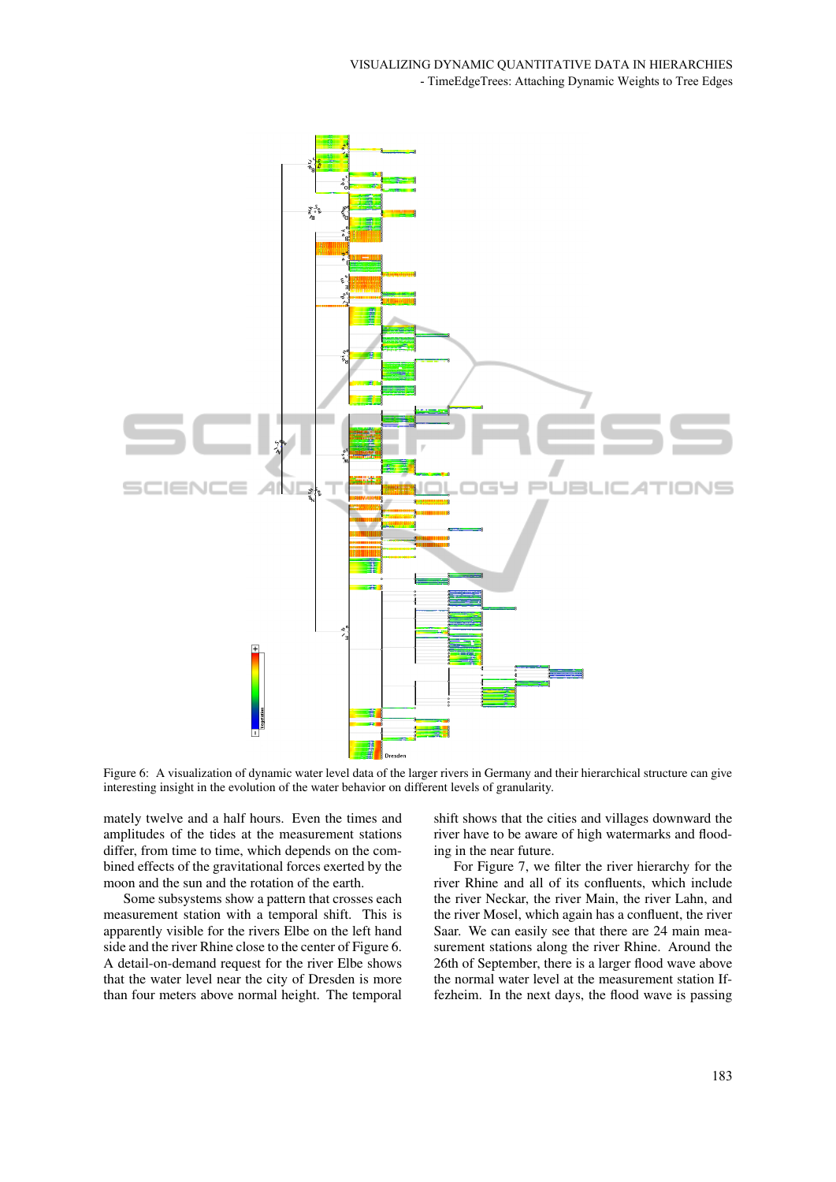Figure 6: A visualization of dynamic water level data of the larger rivers in Germany and their hierarchical structure can give interesting insight in the evolution of the water behavior on different levels of granularity.

mately twelve and a half hours. Even the times and amplitudes of the tides at the measurement stations differ, from time to time, which depends on the combined effects of the gravitational forces exerted by the moon and the sun and the rotation of the earth.

Some subsystems show a pattern that crosses each measurement station with a temporal shift. This is apparently visible for the rivers Elbe on the left hand side and the river Rhine close to the center of Figure 6. A detail-on-demand request for the river Elbe shows that the water level near the city of Dresden is more than four meters above normal height. The temporal shift shows that the cities and villages downward the river have to be aware of high watermarks and flooding in the near future.

For Figure 7, we filter the river hierarchy for the river Rhine and all of its confluents, which include the river Neckar, the river Main, the river Lahn, and the river Mosel, which again has a confluent, the river Saar. We can easily see that there are 24 main measurement stations along the river Rhine. Around the 26th of September, there is a larger flood wave above the normal water level at the measurement station Iffezheim. In the next days, the flood wave is passing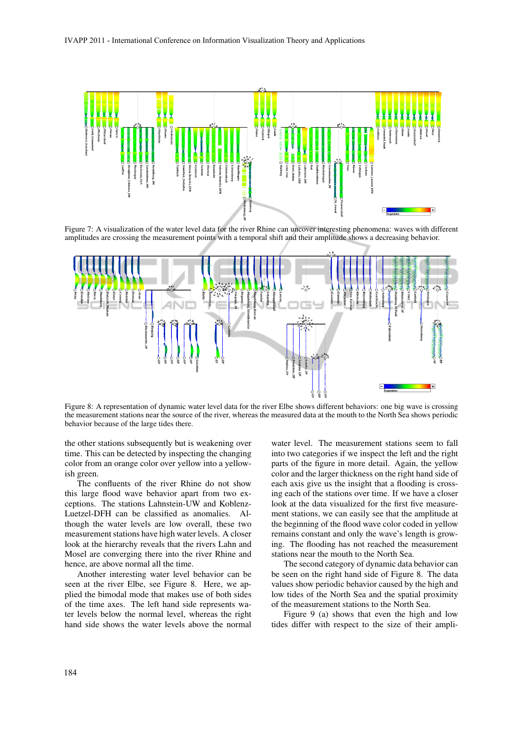Figure 7: A visualization of the water level data for the river Rhine can uncover interesting phenomena: waves with different amplitudes are crossing the measurement points with a temporal shift and their amplitude shows a decreasing behavior.

Figure 8: A representation of dynamic water level data for the river Elbe shows different behaviors: one big wave is crossing the measurement stations near the source of the river, whereas the measured data at the mouth to the North Sea shows periodic behavior because of the large tides there.

the other stations subsequently but is weakening over time. This can be detected by inspecting the changing color from an orange color over yellow into a yellowish green.

The confluents of the river Rhine do not show this large flood wave behavior apart from two exceptions. The stations Lahnstein-UW and Koblenz-Luetzel-DFH can be classified as anomalies. Although the water levels are low overall, these two measurement stations have high water levels. A closer look at the hierarchy reveals that the rivers Lahn and Mosel are converging there into the river Rhine and hence, are above normal all the time.

Another interesting water level behavior can be seen at the river Elbe, see Figure 8. Here, we applied the bimodal mode that makes use of both sides of the time axes. The left hand side represents water levels below the normal level, whereas the right hand side shows the water levels above the normal water level. The measurement stations seem to fall into two categories if we inspect the left and the right parts of the figure in more detail. Again, the yellow color and the larger thickness on the right hand side of each axis give us the insight that a flooding is crossing each of the stations over time. If we have a closer look at the data visualized for the first five measurement stations, we can easily see that the amplitude at the beginning of the flood wave color coded in yellow remains constant and only the wave's length is growing. The flooding has not reached the measurement stations near the mouth to the North Sea.

The second category of dynamic data behavior can be seen on the right hand side of Figure 8. The data values show periodic behavior caused by the high and low tides of the North Sea and the spatial proximity of the measurement stations to the North Sea.

Figure 9 (a) shows that even the high and low tides differ with respect to the size of their ampli-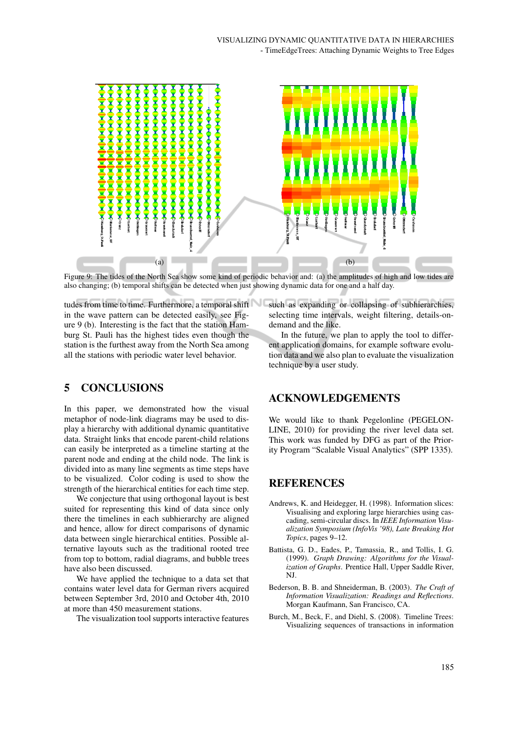Figure 9: The tides of the North Sea show some kind of periodic behavior and: (a) the amplitudes of high and low tides are also changing; (b) temporal shifts can be detected when just showing dynamic data for one and a half day.

tudes from time to time. Furthermore, a temporal shift in the wave pattern can be detected easily, see Figure 9 (b). Interesting is the fact that the station Hamburg St. Pauli has the highest tides even though the station is the furthest away from the North Sea among all the stations with periodic water level behavior.

## 5 CONCLUSIONS

In this paper, we demonstrated how the visual metaphor of node-link diagrams may be used to display a hierarchy with additional dynamic quantitative data. Straight links that encode parent-child relations can easily be interpreted as a timeline starting at the parent node and ending at the child node. The link is divided into as many line segments as time steps have to be visualized. Color coding is used to show the strength of the hierarchical entities for each time step.

We conjecture that using orthogonal layout is best suited for representing this kind of data since only there the timelines in each subhierarchy are aligned and hence, allow for direct comparisons of dynamic data between single hierarchical entities. Possible alternative layouts such as the traditional rooted tree from top to bottom, radial diagrams, and bubble trees have also been discussed.

We have applied the technique to a data set that contains water level data for German rivers acquired between September 3rd, 2010 and October 4th, 2010 at more than 450 measurement stations.

The visualization tool supports interactive features such as expanding or collapsing of subhierarchies, selecting time intervals, weight filtering, details-on-demand and the like.

In the future, we plan to apply the tool to different application domains, for example software evolution data and we also plan to evaluate the visualization technique by a user study.

## ACKNOWLEDGEMENTS

We would like to thank Pegelonline (PEGELONLINE, 2010) for providing the river level data set. This work was funded by DFG as part of the Priority Program "Scalable Visual Analytics" (SPP 1335).

## REFERENCES

Andrews, K. and Heidegger, H. (1998). Information slices: Visualising and exploring large hierarchies using cascading, semi-circular discs. In *IEEE Information Visualization Symposium (InfoVis '98), Late Breaking Hot Topics*, pages 9–12.

Battista, G. D., Eades, P., Tamassia, R., and Tollis, I. G. (1999). *Graph Drawing: Algorithms for the Visualization of Graphs*. Prentice Hall, Upper Saddle River, NJ.

Bederson, B. B. and Shneiderman, B. (2003). *The Craft of Information Visualization: Readings and Reflections*. Morgan Kaufmann, San Francisco, CA.

Burch, M., Beck, F., and Diehl, S. (2008). Timeline Trees: Visualizing sequences of transactions in information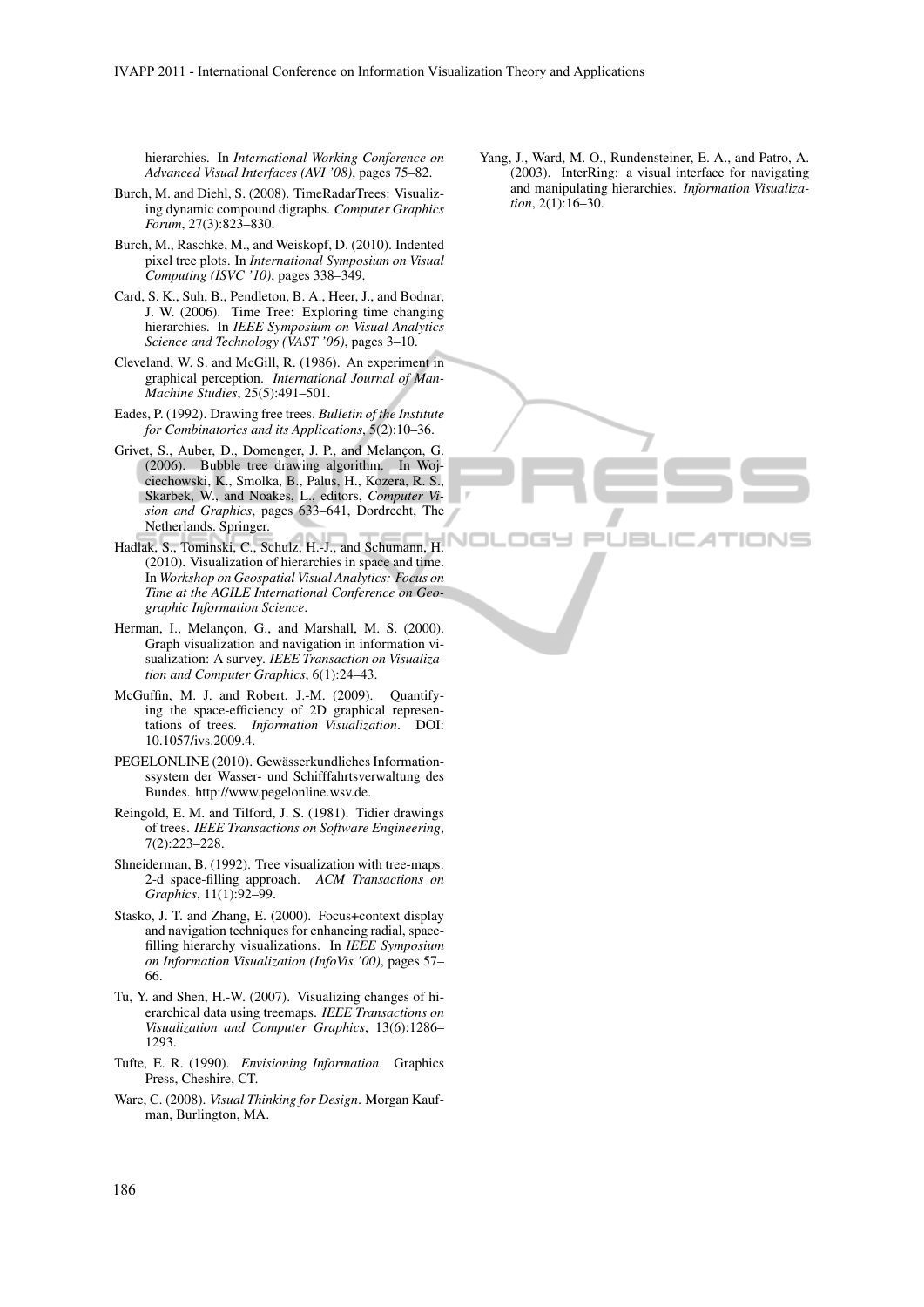hierarchies. In *International Working Conference on Advanced Visual Interfaces (AVI '08)*, pages 75–82.

Burch, M. and Diehl, S. (2008). TimeRadarTrees: Visualizing dynamic compound digraphs. *Computer Graphics Forum*, 27(3):823–830.

Burch, M., Raschke, M., and Weiskopf, D. (2010). Indented pixel tree plots. In *International Symposium on Visual Computing (ISVC '10)*, pages 338–349.

Card, S. K., Suh, B., Pendleton, B. A., Heer, J., and Bodnar, J. W. (2006). Time Tree: Exploring time changing hierarchies. In *IEEE Symposium on Visual Analytics Science and Technology (VAST '06)*, pages 3–10.

Cleveland, W. S. and McGill, R. (1986). An experiment in graphical perception. *International Journal of Man-Machine Studies*, 25(5):491–501.

Eades, P. (1992). Drawing free trees. *Bulletin of the Institute for Combinatorics and its Applications*, 5(2):10–36.

Grivet, S., Auber, D., Domenger, J. P., and Melançon, G. (2006). Bubble tree drawing algorithm. In Wojciechowski, K., Smolka, B., Palus, H., Kozera, R. S., Skarbek, W., and Noakes, L., editors, *Computer Vision and Graphics*, pages 633–641, Dordrecht, The Netherlands. Springer.

Hadlak, S., Tominski, C., Schulz, H.-J., and Schumann, H. (2010). Visualization of hierarchies in space and time. In *Workshop on Geospatial Visual Analytics: Focus on Time at the AGILE International Conference on Geographic Information Science*.

Herman, I., Melançon, G., and Marshall, M. S. (2000). Graph visualization and navigation in information visualization: A survey. *IEEE Transaction on Visualization and Computer Graphics*, 6(1):24–43.

McGuffin, M. J. and Robert, J.-M. (2009). Quantifying the space-efficiency of 2D graphical representations of trees. *Information Visualization*. DOI: 10.1057/ivs.2009.4.

PEGELONLINE (2010). Gewässerkundliches Informationssystem der Wasser- und Schifffahrtsverwaltung des Bundes. http://www.pegelonline.wsv.de.

Reingold, E. M. and Tilford, J. S. (1981). Tidier drawings of trees. *IEEE Transactions on Software Engineering*, 7(2):223–228.

Shneiderman, B. (1992). Tree visualization with tree-maps: 2-d space-filling approach. *ACM Transactions on Graphics*, 11(1):92–99.

Stasko, J. T. and Zhang, E. (2000). Focus+context display and navigation techniques for enhancing radial, space-filling hierarchy visualizations. In *IEEE Symposium on Information Visualization (InfoVis '00)*, pages 57–66.

Tu, Y. and Shen, H.-W. (2007). Visualizing changes of hierarchical data using treemaps. *IEEE Transactions on Visualization and Computer Graphics*, 13(6):1286–1293.

Tufte, E. R. (1990). *Envisioning Information*. Graphics Press, Cheshire, CT.

Ware, C. (2008). *Visual Thinking for Design*. Morgan Kaufman, Burlington, MA.

Yang, J., Ward, M. O., Rundensteiner, E. A., and Patro, A. (2003). InterRing: a visual interface for navigating and manipulating hierarchies. *Information Visualization*, 2(1):16–30.